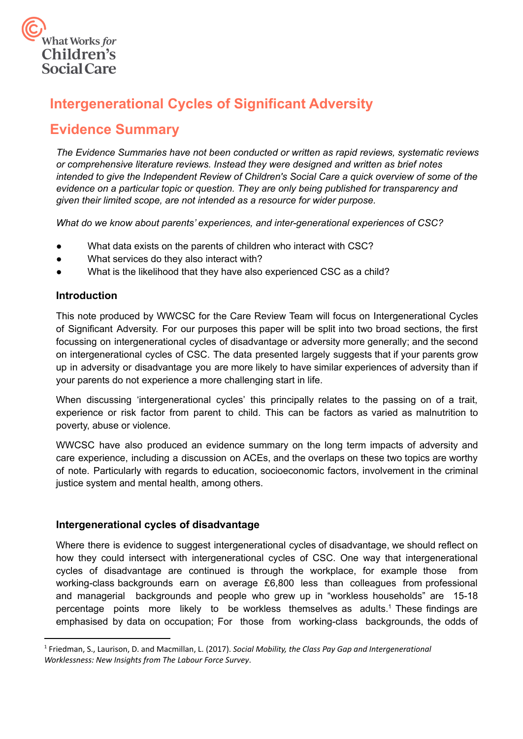What Works *for* Children's Social Care

# Intergenerational Cycles of Significant Adversity

## Evidence Summary

*The Evidence Summaries have not been conducted or written as rapid reviews, systematic reviews or comprehensive literature reviews. Instead they were designed and written as brief notes intended to give the Independent Review of Children's Social Care a quick overview of some of the evidence on a particular topic or question. They are only being published for transparency and given their limited scope, are not intended as a resource for wider purpose.*

*What do we know about parents' experiences, and inter-generational experiences of CSC?*

- What data exists on the parents of children who interact with CSC?
- What services do they also interact with?
- What is the likelihood that they have also experienced CSC as a child?

### Introduction

This note produced by WWCSC for the Care Review Team will focus on Intergenerational Cycles of Significant Adversity. For our purposes this paper will be split into two broad sections, the first focussing on intergenerational cycles of disadvantage or adversity more generally; and the second on intergenerational cycles of CSC. The data presented largely suggests that if your parents grow up in adversity or disadvantage you are more likely to have similar experiences of adversity than if your parents do not experience a more challenging start in life.

When discussing 'intergenerational cycles' this principally relates to the passing on of a trait, experience or risk factor from parent to child. This can be factors as varied as malnutrition to poverty, abuse or violence.

WWCSC have also produced an evidence summary on the long term impacts of adversity and care experience, including a discussion on ACEs, and the overlaps on these two topics are worthy of note. Particularly with regards to education, socioeconomic factors, involvement in the criminal justice system and mental health, among others.

### Intergenerational cycles of disadvantage

Where there is evidence to suggest intergenerational cycles of disadvantage, we should reflect on how they could intersect with intergenerational cycles of CSC. One way that intergenerational cycles of disadvantage are continued is through the workplace, for example those from working-class backgrounds earn on average £6,800 less than colleagues from professional and managerial backgrounds and people who grew up in "workless households" are 15-18 percentage points more likely to be workless themselves as adults.[1] These findings are emphasised by data on occupation; For those from working-class backgrounds, the odds of

---

[1] Friedman, S., Laurison, D. and Macmillan, L. (2017). *Social Mobility, the Class Pay Gap and Intergenerational Worklessness: New Insights from The Labour Force Survey*.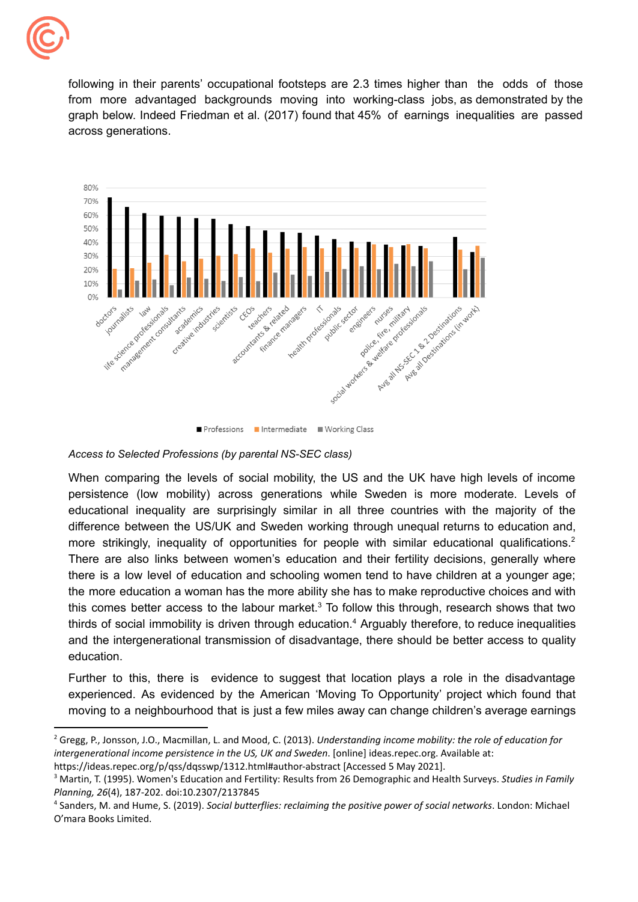following in their parents' occupational footsteps are 2.3 times higher than the odds of those from more advantaged backgrounds moving into working-class jobs, as demonstrated by the graph below. Indeed Friedman et al. (2017) found that 45% of earnings inequalities are passed across generations.

*Access to Selected Professions (by parental NS-SEC class)*

When comparing the levels of social mobility, the US and the UK have high levels of income persistence (low mobility) across generations while Sweden is more moderate. Levels of educational inequality are surprisingly similar in all three countries with the majority of the difference between the US/UK and Sweden working through unequal returns to education and, more strikingly, inequality of opportunities for people with similar educational qualifications.[2] There are also links between women's education and their fertility decisions, generally where there is a low level of education and schooling women tend to have children at a younger age; the more education a woman has the more ability she has to make reproductive choices and with this comes better access to the labour market.[3] To follow this through, research shows that two thirds of social immobility is driven through education.[4] Arguably therefore, to reduce inequalities and the intergenerational transmission of disadvantage, there should be better access to quality education.

Further to this, there is evidence to suggest that location plays a role in the disadvantage experienced. As evidenced by the American 'Moving To Opportunity' project which found that moving to a neighbourhood that is just a few miles away can change children's average earnings

---

[2] Gregg, P., Jonsson, J.O., Macmillan, L. and Mood, C. (2013). *Understanding income mobility: the role of education for intergenerational income persistence in the US, UK and Sweden*. [online] ideas.repec.org. Available at: https://ideas.repec.org/p/qss/dqsswp/1312.html#author-abstract [Accessed 5 May 2021].

[3] Martin, T. (1995). Women's Education and Fertility: Results from 26 Demographic and Health Surveys. *Studies in Family Planning, 26*(4), 187-202. doi:10.2307/2137845

[4] Sanders, M. and Hume, S. (2019). *Social butterflies: reclaiming the positive power of social networks*. London: Michael O'mara Books Limited.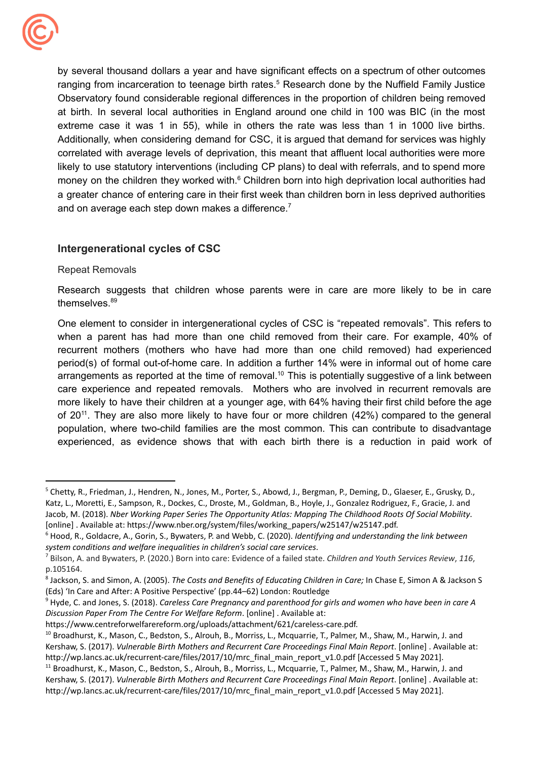by several thousand dollars a year and have significant effects on a spectrum of other outcomes ranging from incarceration to teenage birth rates.[5] Research done by the Nuffield Family Justice Observatory found considerable regional differences in the proportion of children being removed at birth. In several local authorities in England around one child in 100 was BIC (in the most extreme case it was 1 in 55), while in others the rate was less than 1 in 1000 live births. Additionally, when considering demand for CSC, it is argued that demand for services was highly correlated with average levels of deprivation, this meant that affluent local authorities were more likely to use statutory interventions (including CP plans) to deal with referrals, and to spend more money on the children they worked with.[6] Children born into high deprivation local authorities had a greater chance of entering care in their first week than children born in less deprived authorities and on average each step down makes a difference.[7]

### Intergenerational cycles of CSC

Repeat Removals

Research suggests that children whose parents were in care are more likely to be in care themselves.[8][9]

One element to consider in intergenerational cycles of CSC is "repeated removals". This refers to when a parent has had more than one child removed from their care. For example, 40% of recurrent mothers (mothers who have had more than one child removed) had experienced period(s) of formal out-of-home care. In addition a further 14% were in informal out of home care arrangements as reported at the time of removal.[10] This is potentially suggestive of a link between care experience and repeated removals. Mothers who are involved in recurrent removals are more likely to have their children at a younger age, with 64% having their first child before the age of 20[11]. They are also more likely to have four or more children (42%) compared to the general population, where two-child families are the most common. This can contribute to disadvantage experienced, as evidence shows that with each birth there is a reduction in paid work of

---

[5] Chetty, R., Friedman, J., Hendren, N., Jones, M., Porter, S., Abowd, J., Bergman, P., Deming, D., Glaeser, E., Grusky, D., Katz, L., Moretti, E., Sampson, R., Dockes, C., Droste, M., Goldman, B., Hoyle, J., Gonzalez Rodriguez, F., Gracie, J. and Jacob, M. (2018). *Nber Working Paper Series The Opportunity Atlas: Mapping The Childhood Roots Of Social Mobility*. [online] . Available at: https://www.nber.org/system/files/working_papers/w25147/w25147.pdf.

[6] Hood, R., Goldacre, A., Gorin, S., Bywaters, P. and Webb, C. (2020). *Identifying and understanding the link between system conditions and welfare inequalities in children's social care services*.

[7] Bilson, A. and Bywaters, P. (2020.) Born into care: Evidence of a failed state. *Children and Youth Services Review*, *116*, p.105164.

[8] Jackson, S. and Simon, A. (2005). *The Costs and Benefits of Educating Children in Care;* In Chase E, Simon A & Jackson S (Eds) 'In Care and After: A Positive Perspective' (pp.44–62) London: Routledge

[9] Hyde, C. and Jones, S. (2018). *Careless Care Pregnancy and parenthood for girls and women who have been in care A Discussion Paper From The Centre For Welfare Reform*. [online] . Available at: https://www.centreforwelfarereform.org/uploads/attachment/621/careless-care.pdf.

[10] Broadhurst, K., Mason, C., Bedston, S., Alrouh, B., Morriss, L., Mcquarrie, T., Palmer, M., Shaw, M., Harwin, J. and Kershaw, S. (2017). *Vulnerable Birth Mothers and Recurrent Care Proceedings Final Main Report*. [online] . Available at: http://wp.lancs.ac.uk/recurrent-care/files/2017/10/mrc_final_main_report_v1.0.pdf [Accessed 5 May 2021].

[11] Broadhurst, K., Mason, C., Bedston, S., Alrouh, B., Morriss, L., Mcquarrie, T., Palmer, M., Shaw, M., Harwin, J. and Kershaw, S. (2017). *Vulnerable Birth Mothers and Recurrent Care Proceedings Final Main Report*. [online] . Available at: http://wp.lancs.ac.uk/recurrent-care/files/2017/10/mrc_final_main_report_v1.0.pdf [Accessed 5 May 2021].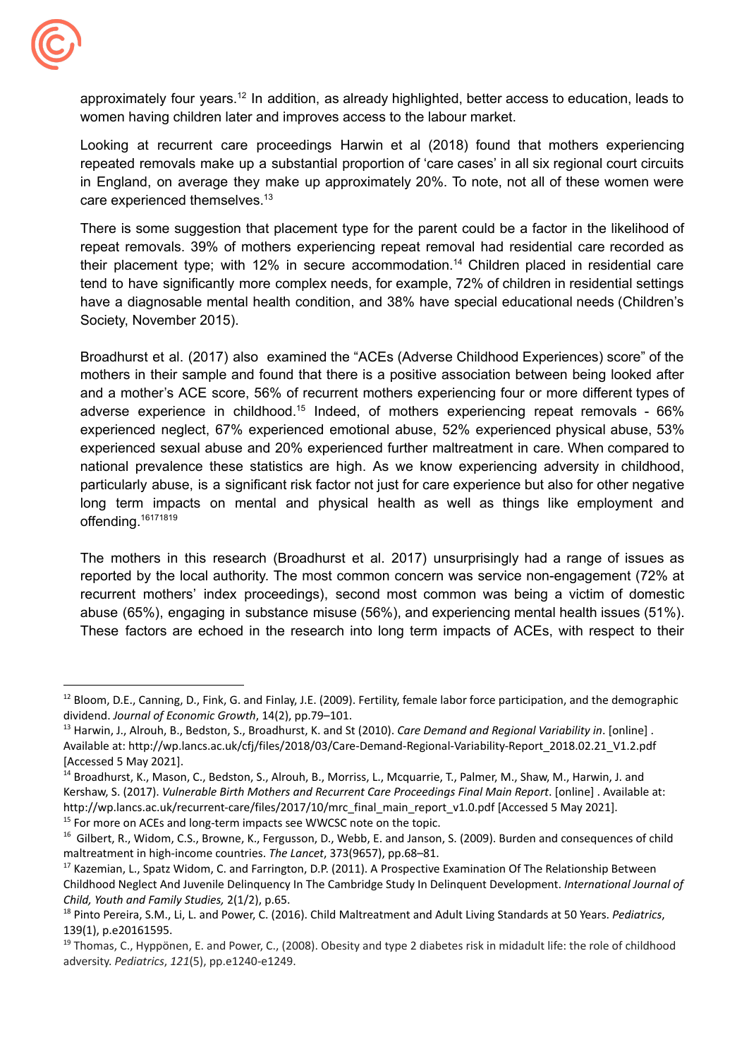approximately four years.[12] In addition, as already highlighted, better access to education, leads to women having children later and improves access to the labour market.

Looking at recurrent care proceedings Harwin et al (2018) found that mothers experiencing repeated removals make up a substantial proportion of 'care cases' in all six regional court circuits in England, on average they make up approximately 20%. To note, not all of these women were care experienced themselves.[13]

There is some suggestion that placement type for the parent could be a factor in the likelihood of repeat removals. 39% of mothers experiencing repeat removal had residential care recorded as their placement type; with 12% in secure accommodation.[14] Children placed in residential care tend to have significantly more complex needs, for example, 72% of children in residential settings have a diagnosable mental health condition, and 38% have special educational needs (Children's Society, November 2015).

Broadhurst et al. (2017) also examined the "ACEs (Adverse Childhood Experiences) score" of the mothers in their sample and found that there is a positive association between being looked after and a mother's ACE score, 56% of recurrent mothers experiencing four or more different types of adverse experience in childhood.[15] Indeed, of mothers experiencing repeat removals - 66% experienced neglect, 67% experienced emotional abuse, 52% experienced physical abuse, 53% experienced sexual abuse and 20% experienced further maltreatment in care. When compared to national prevalence these statistics are high. As we know experiencing adversity in childhood, particularly abuse, is a significant risk factor not just for care experience but also for other negative long term impacts on mental and physical health as well as things like employment and offending.[16][17][18][19]

The mothers in this research (Broadhurst et al. 2017) unsurprisingly had a range of issues as reported by the local authority. The most common concern was service non-engagement (72% at recurrent mothers' index proceedings), second most common was being a victim of domestic abuse (65%), engaging in substance misuse (56%), and experiencing mental health issues (51%). These factors are echoed in the research into long term impacts of ACEs, with respect to their

---

[12] Bloom, D.E., Canning, D., Fink, G. and Finlay, J.E. (2009). Fertility, female labor force participation, and the demographic dividend. *Journal of Economic Growth*, 14(2), pp.79–101.

[13] Harwin, J., Alrouh, B., Bedston, S., Broadhurst, K. and St (2010). *Care Demand and Regional Variability in*. [online] . Available at: http://wp.lancs.ac.uk/cfj/files/2018/03/Care-Demand-Regional-Variability-Report_2018.02.21_V1.2.pdf [Accessed 5 May 2021].

[14] Broadhurst, K., Mason, C., Bedston, S., Alrouh, B., Morriss, L., Mcquarrie, T., Palmer, M., Shaw, M., Harwin, J. and Kershaw, S. (2017). *Vulnerable Birth Mothers and Recurrent Care Proceedings Final Main Report*. [online] . Available at: http://wp.lancs.ac.uk/recurrent-care/files/2017/10/mrc_final_main_report_v1.0.pdf [Accessed 5 May 2021].

[15] For more on ACEs and long-term impacts see WWCSC note on the topic.

[16] Gilbert, R., Widom, C.S., Browne, K., Fergusson, D., Webb, E. and Janson, S. (2009). Burden and consequences of child maltreatment in high-income countries. *The Lancet*, 373(9657), pp.68–81.

[17] Kazemian, L., Spatz Widom, C. and Farrington, D.P. (2011). A Prospective Examination Of The Relationship Between Childhood Neglect And Juvenile Delinquency In The Cambridge Study In Delinquent Development. *International Journal of Child, Youth and Family Studies,* 2(1/2), p.65.

[18] Pinto Pereira, S.M., Li, L. and Power, C. (2016). Child Maltreatment and Adult Living Standards at 50 Years. *Pediatrics*, 139(1), p.e20161595.

[19] Thomas, C., Hyppönen, E. and Power, C., (2008). Obesity and type 2 diabetes risk in midadult life: the role of childhood adversity. *Pediatrics*, *121*(5), pp.e1240-e1249.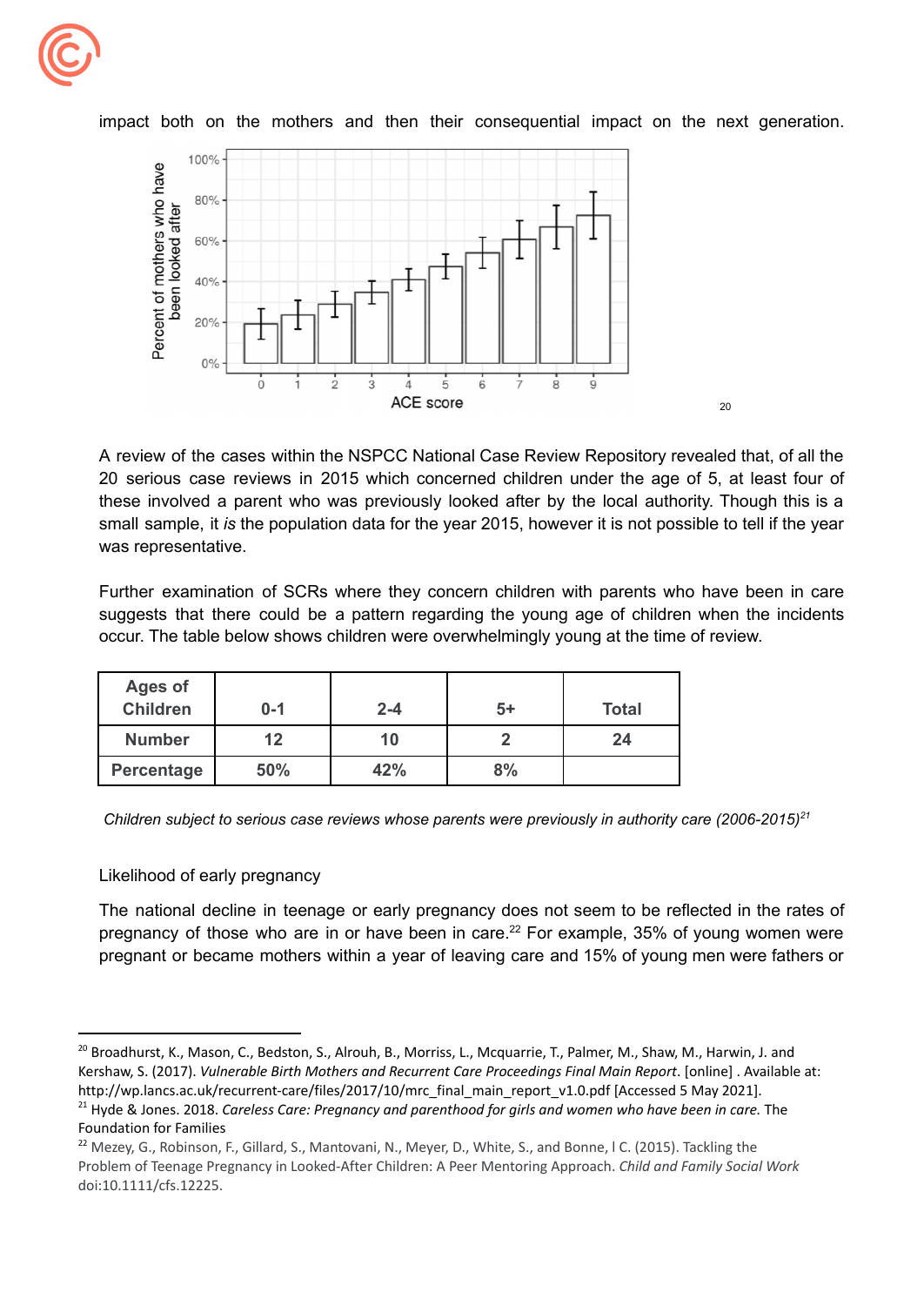impact both on the mothers and then their consequential impact on the next generation.

[20]

A review of the cases within the NSPCC National Case Review Repository revealed that, of all the 20 serious case reviews in 2015 which concerned children under the age of 5, at least four of these involved a parent who was previously looked after by the local authority. Though this is a small sample, it *is* the population data for the year 2015, however it is not possible to tell if the year was representative.

Further examination of SCRs where they concern children with parents who have been in care suggests that there could be a pattern regarding the young age of children when the incidents occur. The table below shows children were overwhelmingly young at the time of review.

| Ages of Children | 0-1 | 2-4 | 5+ | Total |
|---|---|---|---|---|
| Number | 12 | 10 | 2 | 24 |
| Percentage | 50% | 42% | 8% | |

*Children subject to serious case reviews whose parents were previously in authority care (2006-2015)*[21]

Likelihood of early pregnancy

The national decline in teenage or early pregnancy does not seem to be reflected in the rates of pregnancy of those who are in or have been in care.[22] For example, 35% of young women were pregnant or became mothers within a year of leaving care and 15% of young men were fathers or

---

[20] Broadhurst, K., Mason, C., Bedston, S., Alrouh, B., Morriss, L., Mcquarrie, T., Palmer, M., Shaw, M., Harwin, J. and Kershaw, S. (2017). *Vulnerable Birth Mothers and Recurrent Care Proceedings Final Main Report*. [online] . Available at: http://wp.lancs.ac.uk/recurrent-care/files/2017/10/mrc_final_main_report_v1.0.pdf [Accessed 5 May 2021].

[21] Hyde & Jones. 2018. *Careless Care: Pregnancy and parenthood for girls and women who have been in care.* The Foundation for Families

[22] Mezey, G., Robinson, F., Gillard, S., Mantovani, N., Meyer, D., White, S., and Bonne, I C. (2015). Tackling the Problem of Teenage Pregnancy in Looked-After Children: A Peer Mentoring Approach. *Child and Family Social Work* doi:10.1111/cfs.12225.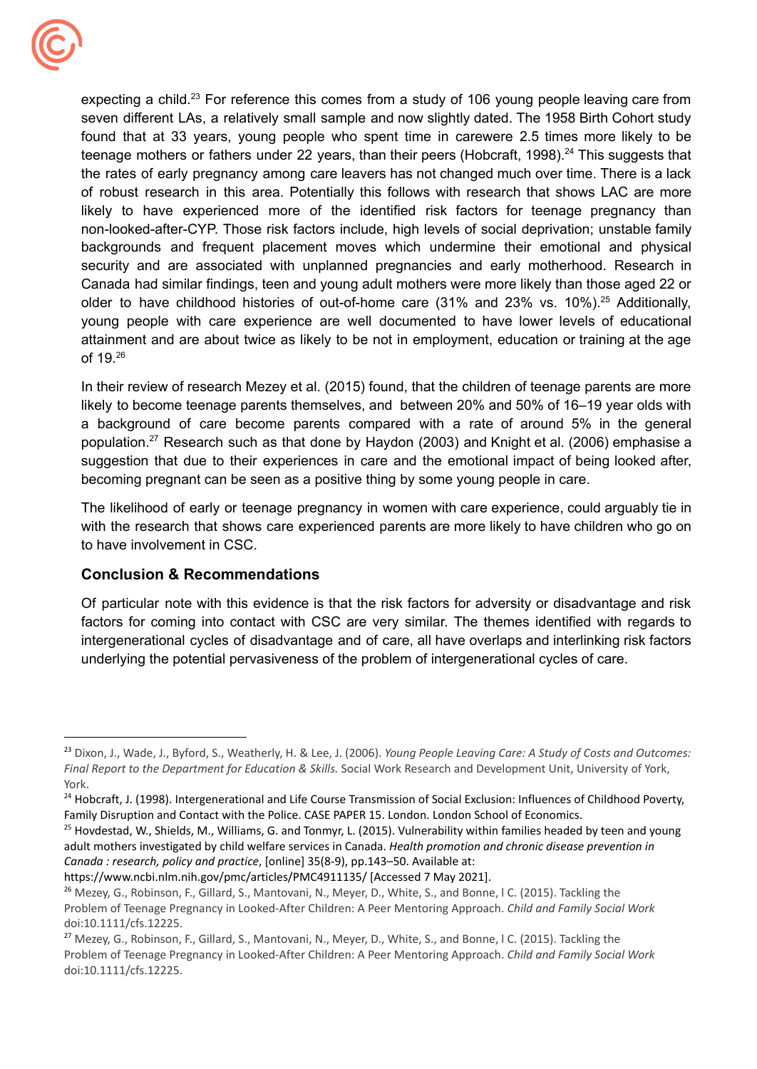expecting a child.[23] For reference this comes from a study of 106 young people leaving care from seven different LAs, a relatively small sample and now slightly dated. The 1958 Birth Cohort study found that at 33 years, young people who spent time in carewere 2.5 times more likely to be teenage mothers or fathers under 22 years, than their peers (Hobcraft, 1998).[24] This suggests that the rates of early pregnancy among care leavers has not changed much over time. There is a lack of robust research in this area. Potentially this follows with research that shows LAC are more likely to have experienced more of the identified risk factors for teenage pregnancy than non-looked-after-CYP. Those risk factors include, high levels of social deprivation; unstable family backgrounds and frequent placement moves which undermine their emotional and physical security and are associated with unplanned pregnancies and early motherhood. Research in Canada had similar findings, teen and young adult mothers were more likely than those aged 22 or older to have childhood histories of out-of-home care (31% and 23% vs. 10%).[25] Additionally, young people with care experience are well documented to have lower levels of educational attainment and are about twice as likely to be not in employment, education or training at the age of 19.[26]

In their review of research Mezey et al. (2015) found, that the children of teenage parents are more likely to become teenage parents themselves, and between 20% and 50% of 16–19 year olds with a background of care become parents compared with a rate of around 5% in the general population.[27] Research such as that done by Haydon (2003) and Knight et al. (2006) emphasise a suggestion that due to their experiences in care and the emotional impact of being looked after, becoming pregnant can be seen as a positive thing by some young people in care.

The likelihood of early or teenage pregnancy in women with care experience, could arguably tie in with the research that shows care experienced parents are more likely to have children who go on to have involvement in CSC.

### Conclusion & Recommendations

Of particular note with this evidence is that the risk factors for adversity or disadvantage and risk factors for coming into contact with CSC are very similar. The themes identified with regards to intergenerational cycles of disadvantage and of care, all have overlaps and interlinking risk factors underlying the potential pervasiveness of the problem of intergenerational cycles of care.

---

[23] Dixon, J., Wade, J., Byford, S., Weatherly, H. & Lee, J. (2006). *Young People Leaving Care: A Study of Costs and Outcomes: Final Report to the Department for Education & Skills.* Social Work Research and Development Unit, University of York, York.

[24] Hobcraft, J. (1998). Intergenerational and Life Course Transmission of Social Exclusion: Influences of Childhood Poverty, Family Disruption and Contact with the Police. CASE PAPER 15. London. London School of Economics.

[25] Hovdestad, W., Shields, M., Williams, G. and Tonmyr, L. (2015). Vulnerability within families headed by teen and young adult mothers investigated by child welfare services in Canada. *Health promotion and chronic disease prevention in Canada : research, policy and practice*, [online] 35(8-9), pp.143–50. Available at: https://www.ncbi.nlm.nih.gov/pmc/articles/PMC4911135/ [Accessed 7 May 2021].

[26] Mezey, G., Robinson, F., Gillard, S., Mantovani, N., Meyer, D., White, S., and Bonne, I C. (2015). Tackling the Problem of Teenage Pregnancy in Looked-After Children: A Peer Mentoring Approach. *Child and Family Social Work* doi:10.1111/cfs.12225.

[27] Mezey, G., Robinson, F., Gillard, S., Mantovani, N., Meyer, D., White, S., and Bonne, I C. (2015). Tackling the Problem of Teenage Pregnancy in Looked-After Children: A Peer Mentoring Approach. *Child and Family Social Work* doi:10.1111/cfs.12225.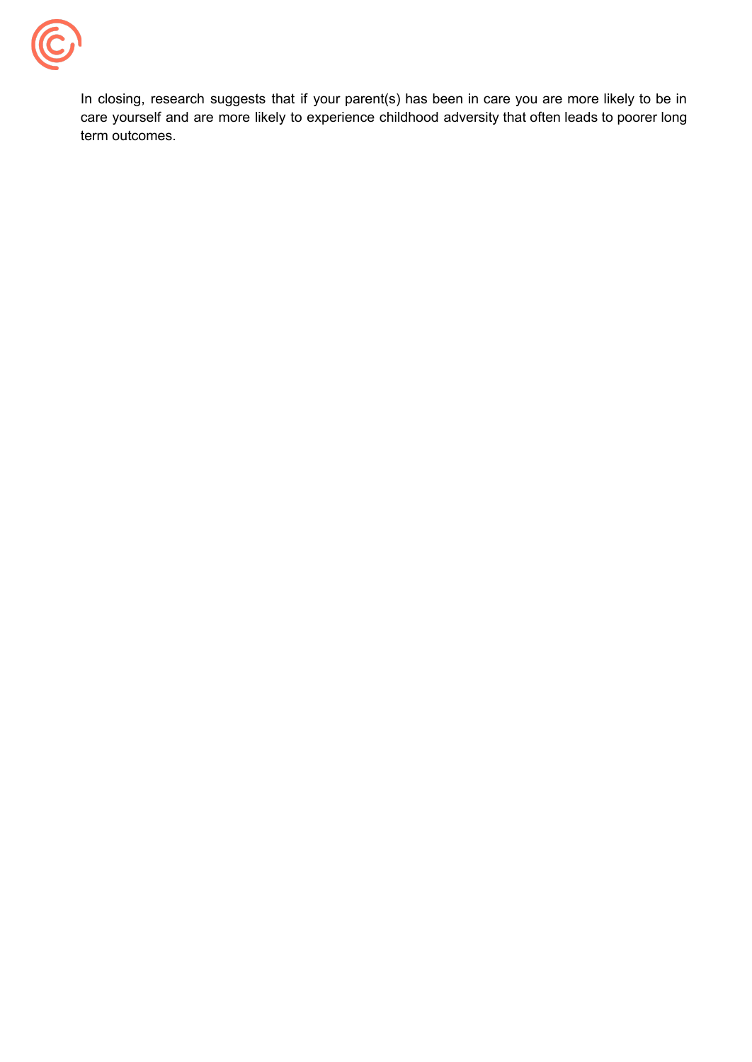In closing, research suggests that if your parent(s) has been in care you are more likely to be in care yourself and are more likely to experience childhood adversity that often leads to poorer long term outcomes.